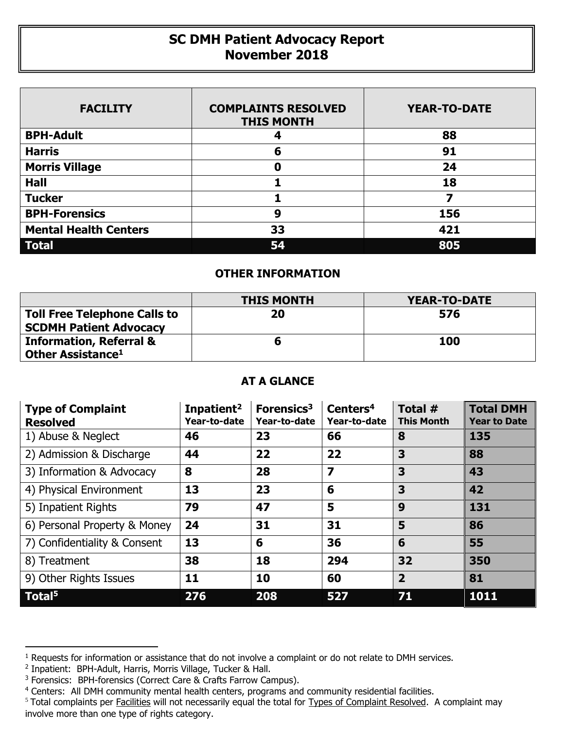# SC DMH Patient Advocacy Report
# November 2018

| FACILITY | COMPLAINTS RESOLVED THIS MONTH | YEAR-TO-DATE |
|---|---|---|
| **BPH-Adult** | **4** | **88** |
| **Harris** | **6** | **91** |
| **Morris Village** | **0** | **24** |
| **Hall** | **1** | **18** |
| **Tucker** | **1** | **7** |
| **BPH-Forensics** | **9** | **156** |
| **Mental Health Centers** | **33** | **421** |
| **Total** | **54** | **805** |

## OTHER INFORMATION

| | THIS MONTH | YEAR-TO-DATE |
|---|---|---|
| **Toll Free Telephone Calls to SCDMH Patient Advocacy** | **20** | **576** |
| **Information, Referral & Other Assistance[1]** | **6** | **100** |

## AT A GLANCE

| Type of Complaint Resolved | Inpatient[2] Year-to-date | Forensics[3] Year-to-date | Centers[4] Year-to-date | Total # This Month | Total DMH Year to Date |
|---|---|---|---|---|---|
| 1) Abuse & Neglect | **46** | **23** | **66** | **8** | **135** |
| 2) Admission & Discharge | **44** | **22** | **22** | **3** | **88** |
| 3) Information & Advocacy | **8** | **28** | **7** | **3** | **43** |
| 4) Physical Environment | **13** | **23** | **6** | **3** | **42** |
| 5) Inpatient Rights | **79** | **47** | **5** | **9** | **131** |
| 6) Personal Property & Money | **24** | **31** | **31** | **5** | **86** |
| 7) Confidentiality & Consent | **13** | **6** | **36** | **6** | **55** |
| 8) Treatment | **38** | **18** | **294** | **32** | **350** |
| 9) Other Rights Issues | **11** | **10** | **60** | **2** | **81** |
| **Total[5]** | **276** | **208** | **527** | **71** | **1011** |

---

[1] Requests for information or assistance that do not involve a complaint or do not relate to DMH services.

[2] Inpatient: BPH-Adult, Harris, Morris Village, Tucker & Hall.

[3] Forensics: BPH-forensics (Correct Care & Crafts Farrow Campus).

[4] Centers: All DMH community mental health centers, programs and community residential facilities.

[5] Total complaints per Facilities will not necessarily equal the total for Types of Complaint Resolved. A complaint may involve more than one type of rights category.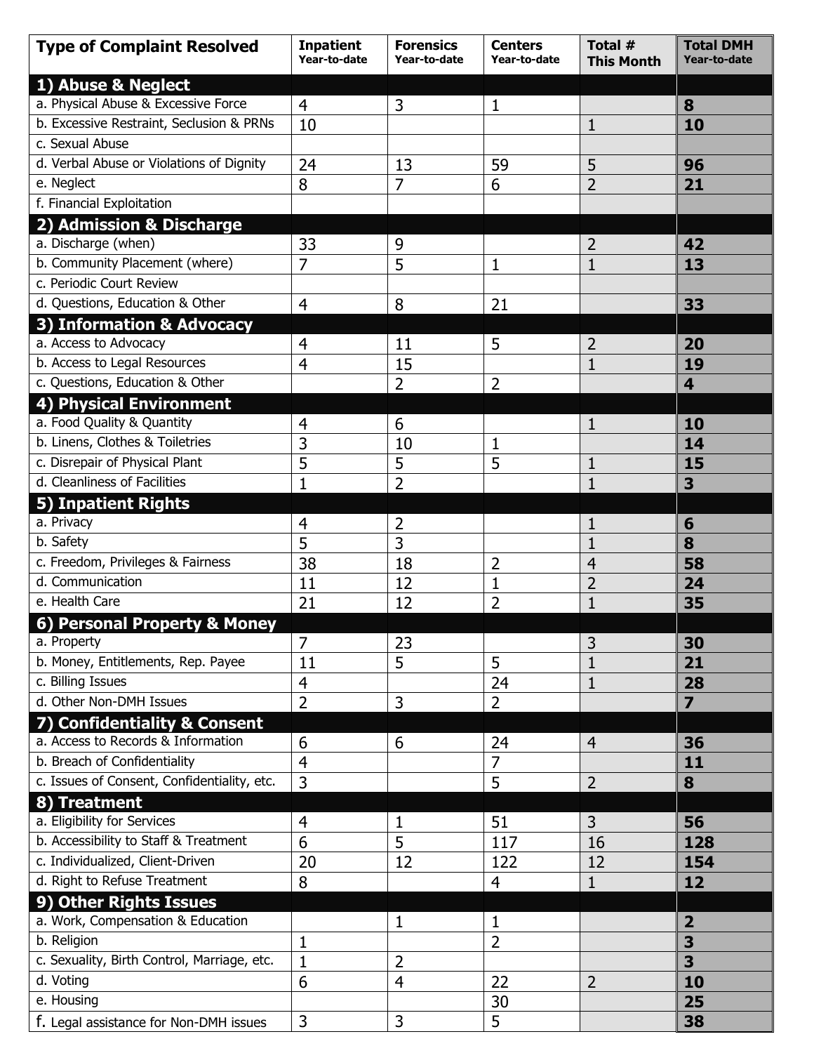| Type of Complaint Resolved | Inpatient Year-to-date | Forensics Year-to-date | Centers Year-to-date | Total # This Month | Total DMH Year-to-date |
|---|---|---|---|---|---|
| **1) Abuse & Neglect** | | | | | |
| a. Physical Abuse & Excessive Force | 4 | 3 | 1 | | **8** |
| b. Excessive Restraint, Seclusion & PRNs | 10 | | | 1 | **10** |
| c. Sexual Abuse | | | | | |
| d. Verbal Abuse or Violations of Dignity | 24 | 13 | 59 | 5 | **96** |
| e. Neglect | 8 | 7 | 6 | 2 | **21** |
| f. Financial Exploitation | | | | | |
| **2) Admission & Discharge** | | | | | |
| a. Discharge (when) | 33 | 9 | | 2 | **42** |
| b. Community Placement (where) | 7 | 5 | 1 | 1 | **13** |
| c. Periodic Court Review | | | | | |
| d. Questions, Education & Other | 4 | 8 | 21 | | **33** |
| **3) Information & Advocacy** | | | | | |
| a. Access to Advocacy | 4 | 11 | 5 | 2 | **20** |
| b. Access to Legal Resources | 4 | 15 | | 1 | **19** |
| c. Questions, Education & Other | | 2 | 2 | | **4** |
| **4) Physical Environment** | | | | | |
| a. Food Quality & Quantity | 4 | 6 | | 1 | **10** |
| b. Linens, Clothes & Toiletries | 3 | 10 | 1 | | **14** |
| c. Disrepair of Physical Plant | 5 | 5 | 5 | 1 | **15** |
| d. Cleanliness of Facilities | 1 | 2 | | 1 | **3** |
| **5) Inpatient Rights** | | | | | |
| a. Privacy | 4 | 2 | | 1 | **6** |
| b. Safety | 5 | 3 | | 1 | **8** |
| c. Freedom, Privileges & Fairness | 38 | 18 | 2 | 4 | **58** |
| d. Communication | 11 | 12 | 1 | 2 | **24** |
| e. Health Care | 21 | 12 | 2 | 1 | **35** |
| **6) Personal Property & Money** | | | | | |
| a. Property | 7 | 23 | | 3 | **30** |
| b. Money, Entitlements, Rep. Payee | 11 | 5 | 5 | 1 | **21** |
| c. Billing Issues | 4 | | 24 | 1 | **28** |
| d. Other Non-DMH Issues | 2 | 3 | 2 | | **7** |
| **7) Confidentiality & Consent** | | | | | |
| a. Access to Records & Information | 6 | 6 | 24 | 4 | **36** |
| b. Breach of Confidentiality | 4 | | 7 | | **11** |
| c. Issues of Consent, Confidentiality, etc. | 3 | | 5 | 2 | **8** |
| **8) Treatment** | | | | | |
| a. Eligibility for Services | 4 | 1 | 51 | 3 | **56** |
| b. Accessibility to Staff & Treatment | 6 | 5 | 117 | 16 | **128** |
| c. Individualized, Client-Driven | 20 | 12 | 122 | 12 | **154** |
| d. Right to Refuse Treatment | 8 | | 4 | 1 | **12** |
| **9) Other Rights Issues** | | | | | |
| a. Work, Compensation & Education | | 1 | 1 | | **2** |
| b. Religion | 1 | | 2 | | **3** |
| c. Sexuality, Birth Control, Marriage, etc. | 1 | 2 | | | **3** |
| d. Voting | 6 | 4 | 22 | 2 | **10** |
| e. Housing | | | 30 | | **25** |
| f. Legal assistance for Non-DMH issues | 3 | 3 | 5 | | **38** |